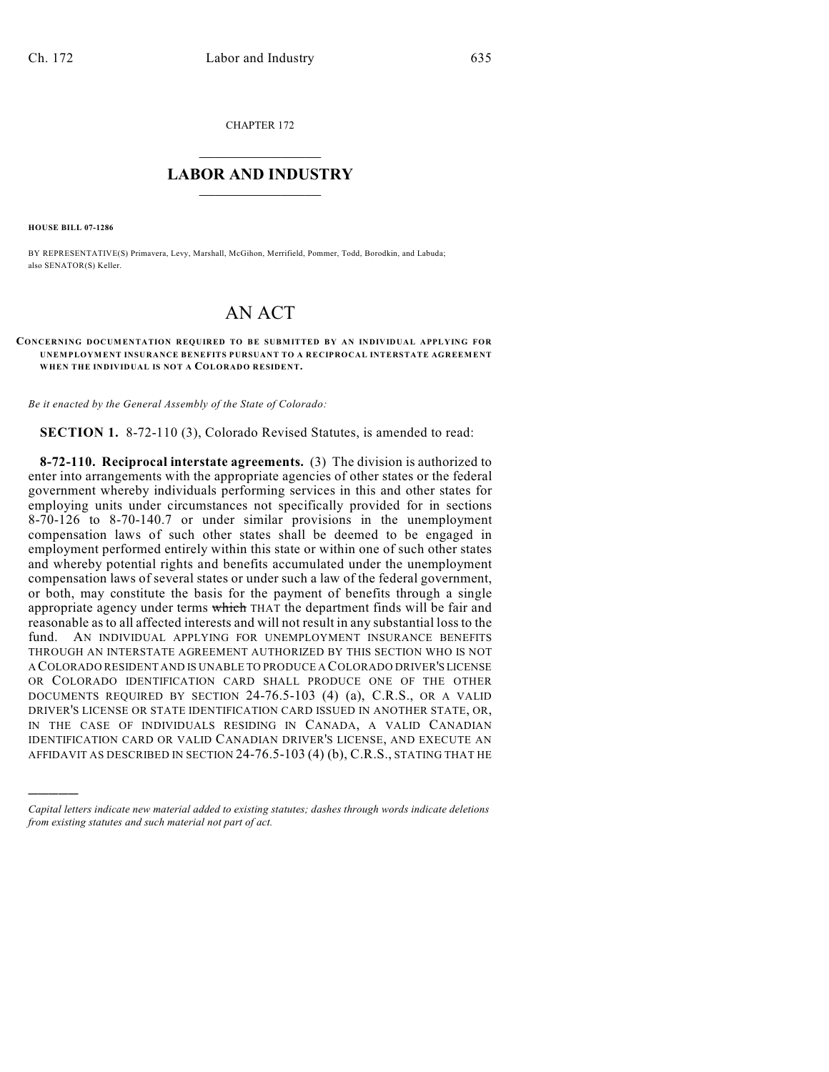CHAPTER 172

# LABOR AND INDUSTRY

**HOUSE BILL 07-1286**

BY REPRESENTATIVE(S) Primavera, Levy, Marshall, McGihon, Merrifield, Pommer, Todd, Borodkin, and Labuda; also SENATOR(S) Keller.

# AN ACT

**CONCERNING DOCUMENTATION REQUIRED TO BE SUBMITTED BY AN INDIVIDUAL APPLYING FOR UNEMPLOYMENT INSURANCE BENEFITS PURSUANT TO A RECIPROCAL INTERSTATE AGREEMENT WHEN THE INDIVIDUAL IS NOT A COLORADO RESIDENT.**

*Be it enacted by the General Assembly of the State of Colorado:*

**SECTION 1.** 8-72-110 (3), Colorado Revised Statutes, is amended to read:

**8-72-110. Reciprocal interstate agreements.** (3) The division is authorized to enter into arrangements with the appropriate agencies of other states or the federal government whereby individuals performing services in this and other states for employing units under circumstances not specifically provided for in sections 8-70-126 to 8-70-140.7 or under similar provisions in the unemployment compensation laws of such other states shall be deemed to be engaged in employment performed entirely within this state or within one of such other states and whereby potential rights and benefits accumulated under the unemployment compensation laws of several states or under such a law of the federal government, or both, may constitute the basis for the payment of benefits through a single appropriate agency under terms ~~which~~ THAT the department finds will be fair and reasonable as to all affected interests and will not result in any substantial loss to the fund. AN INDIVIDUAL APPLYING FOR UNEMPLOYMENT INSURANCE BENEFITS THROUGH AN INTERSTATE AGREEMENT AUTHORIZED BY THIS SECTION WHO IS NOT A COLORADO RESIDENT AND IS UNABLE TO PRODUCE A COLORADO DRIVER'S LICENSE OR COLORADO IDENTIFICATION CARD SHALL PRODUCE ONE OF THE OTHER DOCUMENTS REQUIRED BY SECTION 24-76.5-103 (4) (a), C.R.S., OR A VALID DRIVER'S LICENSE OR STATE IDENTIFICATION CARD ISSUED IN ANOTHER STATE, OR, IN THE CASE OF INDIVIDUALS RESIDING IN CANADA, A VALID CANADIAN IDENTIFICATION CARD OR VALID CANADIAN DRIVER'S LICENSE, AND EXECUTE AN AFFIDAVIT AS DESCRIBED IN SECTION 24-76.5-103 (4) (b), C.R.S., STATING THAT HE

---

*Capital letters indicate new material added to existing statutes; dashes through words indicate deletions from existing statutes and such material not part of act.*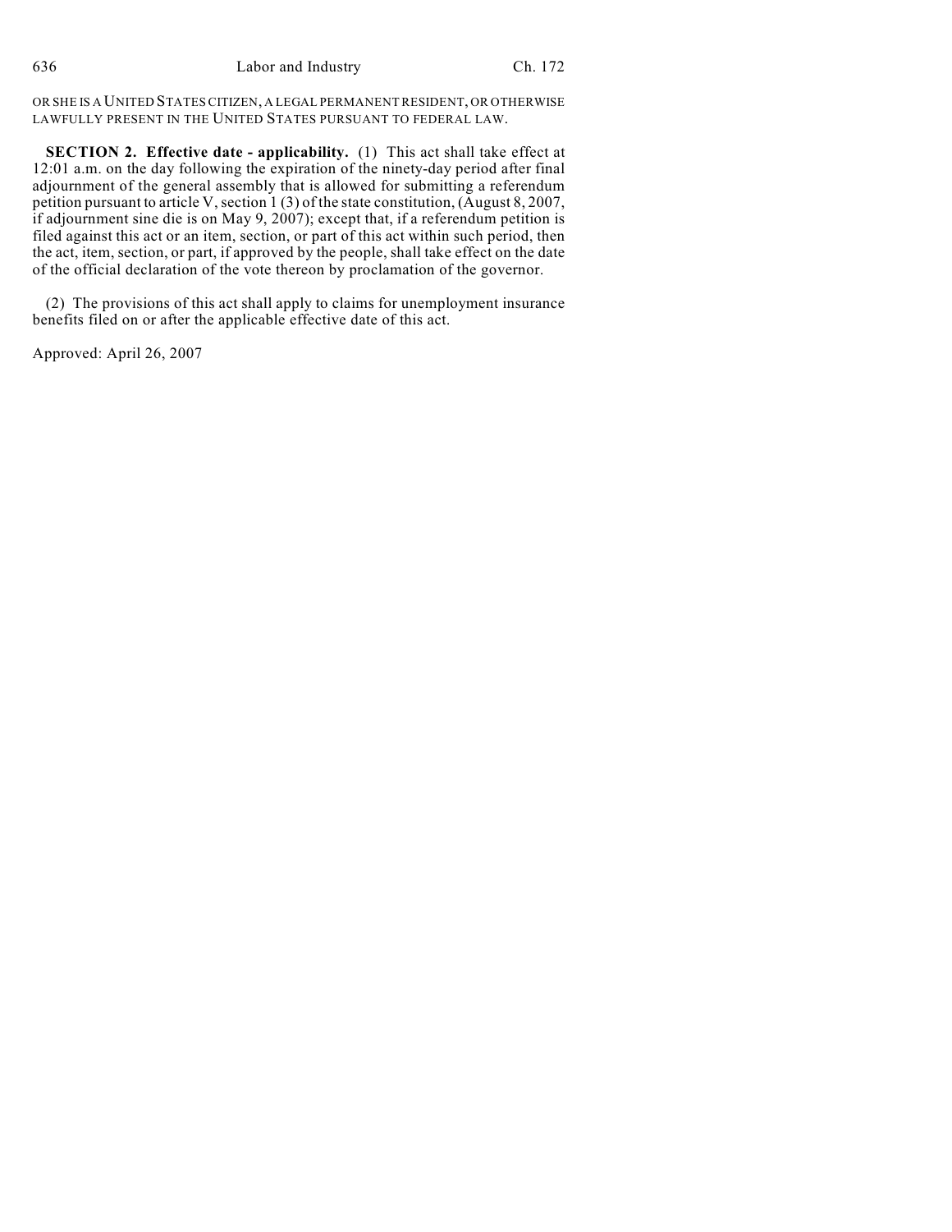OR SHE IS A UNITED STATES CITIZEN, A LEGAL PERMANENT RESIDENT, OR OTHERWISE LAWFULLY PRESENT IN THE UNITED STATES PURSUANT TO FEDERAL LAW.

**SECTION 2. Effective date - applicability.** (1) This act shall take effect at 12:01 a.m. on the day following the expiration of the ninety-day period after final adjournment of the general assembly that is allowed for submitting a referendum petition pursuant to article V, section 1 (3) of the state constitution, (August 8, 2007, if adjournment sine die is on May 9, 2007); except that, if a referendum petition is filed against this act or an item, section, or part of this act within such period, then the act, item, section, or part, if approved by the people, shall take effect on the date of the official declaration of the vote thereon by proclamation of the governor.

(2) The provisions of this act shall apply to claims for unemployment insurance benefits filed on or after the applicable effective date of this act.

Approved: April 26, 2007